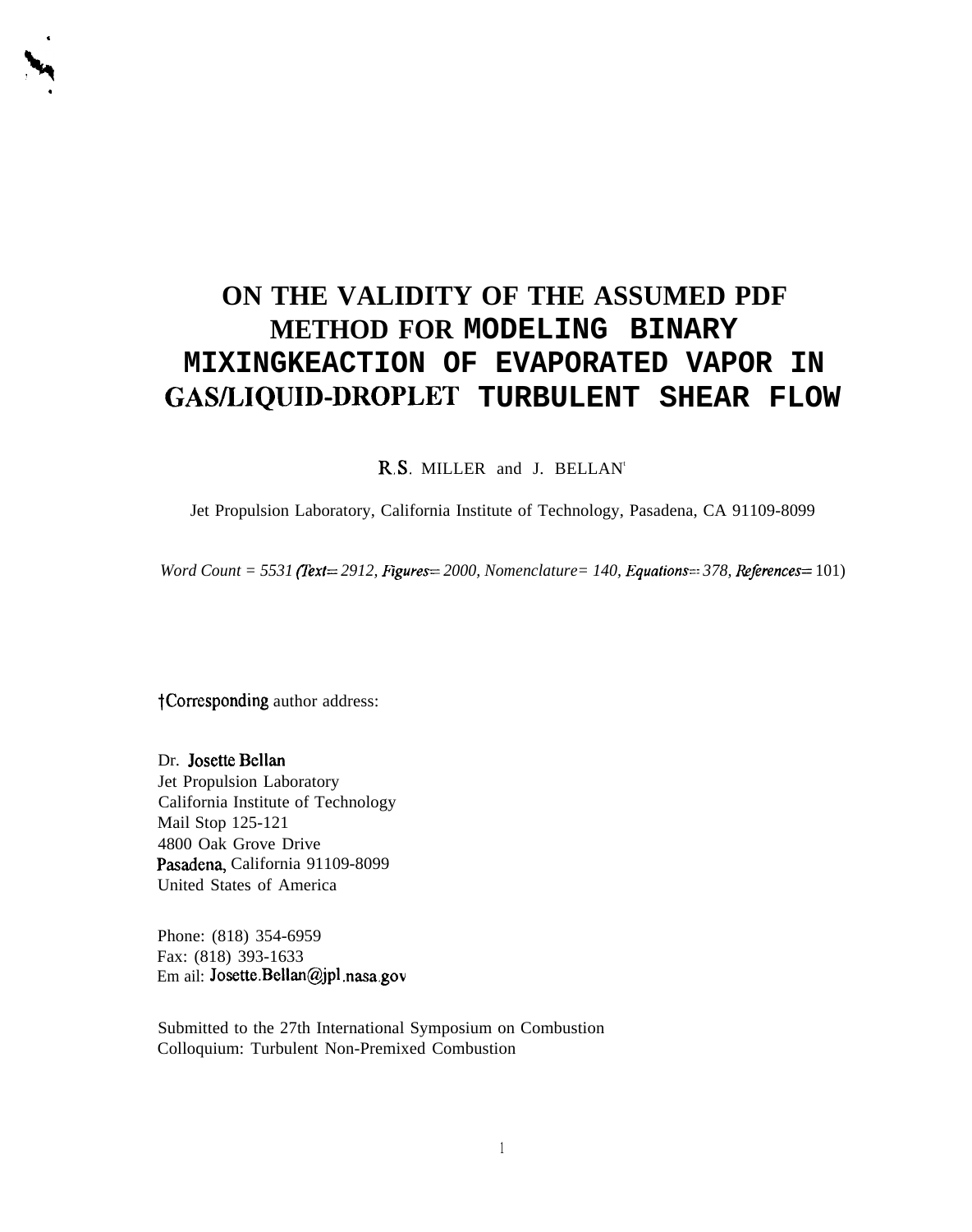# ON THE VALIDITY OF THE ASSUMED PDF METHOD FOR MODELING BINARY MIXINGKEACTION OF EVAPORATED VAPOR IN GAS/LIQUID-DROPLET TURBULENT SHEAR FLOW

R.S. MILLER and J. BELLAN[†]

Jet Propulsion Laboratory, California Institute of Technology, Pasadena, CA 91109-8099

*Word Count = 5531 (Text= 2912, Figures= 2000, Nomenclature= 140, Equations= 378, References= 101)*

†Corresponding author address:

Dr. Josette Bellan
Jet Propulsion Laboratory
California Institute of Technology
Mail Stop 125-121
4800 Oak Grove Drive
Pasadena, California 91109-8099
United States of America

Phone: (818) 354-6959
Fax: (818) 393-1633
Em ail: Josette.Bellan@jpl.nasa.gov

Submitted to the 27th International Symposium on Combustion
Colloquium: Turbulent Non-Premixed Combustion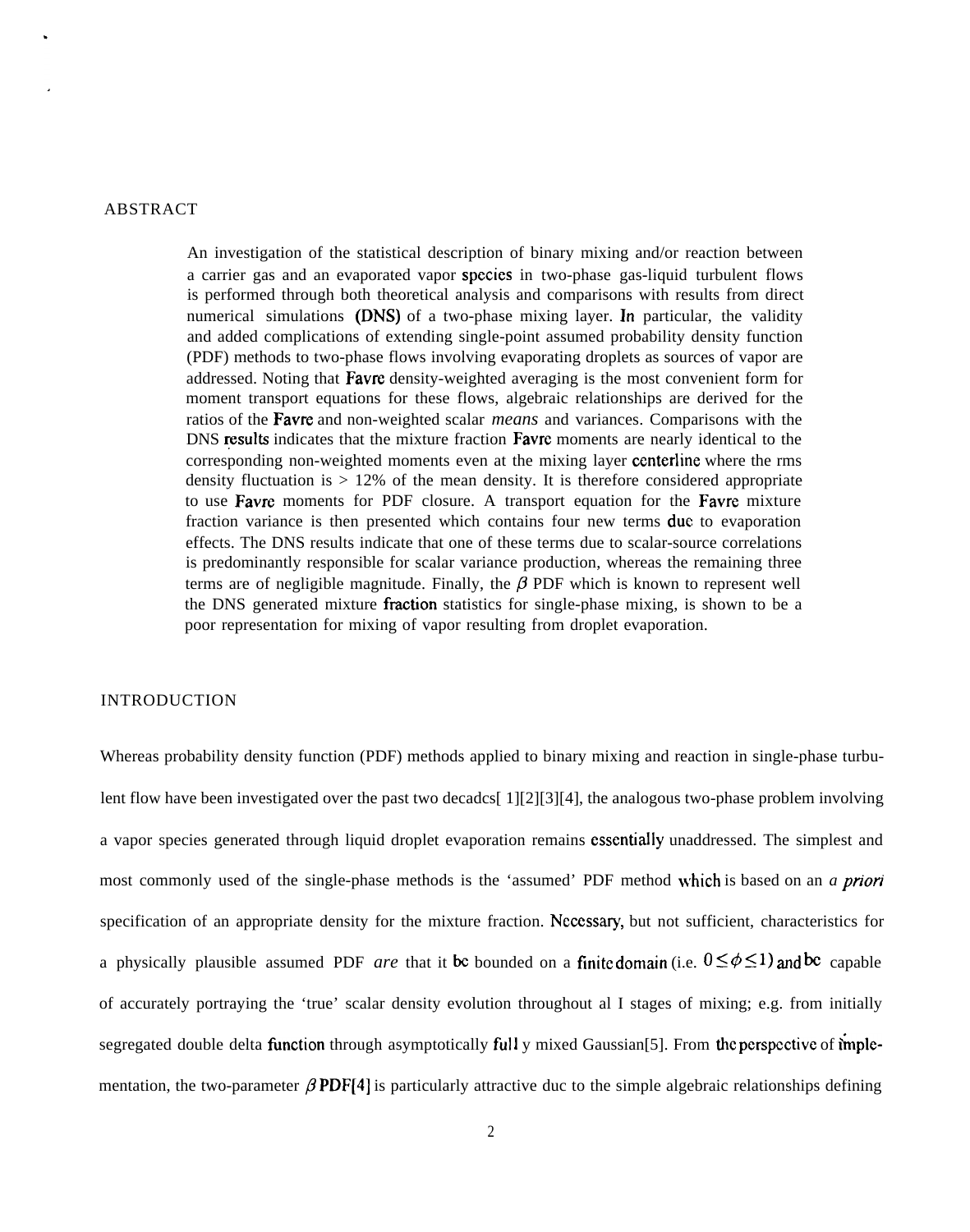## ABSTRACT

An investigation of the statistical description of binary mixing and/or reaction between a carrier gas and an evaporated vapor species in two-phase gas-liquid turbulent flows is performed through both theoretical analysis and comparisons with results from direct numerical simulations (DNS) of a two-phase mixing layer. In particular, the validity and added complications of extending single-point assumed probability density function (PDF) methods to two-phase flows involving evaporating droplets as sources of vapor are addressed. Noting that Favre density-weighted averaging is the most convenient form for moment transport equations for these flows, algebraic relationships are derived for the ratios of the Favre and non-weighted scalar *means* and variances. Comparisons with the DNS results indicates that the mixture fraction Favre moments are nearly identical to the corresponding non-weighted moments even at the mixing layer centerline where the rms density fluctuation is > 12% of the mean density. It is therefore considered appropriate to use Favre moments for PDF closure. A transport equation for the Favre mixture fraction variance is then presented which contains four new terms due to evaporation effects. The DNS results indicate that one of these terms due to scalar-source correlations is predominantly responsible for scalar variance production, whereas the remaining three terms are of negligible magnitude. Finally, the $\beta$ PDF which is known to represent well the DNS generated mixture fraction statistics for single-phase mixing, is shown to be a poor representation for mixing of vapor resulting from droplet evaporation.

## INTRODUCTION

Whereas probability density function (PDF) methods applied to binary mixing and reaction in single-phase turbulent flow have been investigated over the past two decadcs[1][2][3][4], the analogous two-phase problem involving a vapor species generated through liquid droplet evaporation remains essentially unaddressed. The simplest and most commonly used of the single-phase methods is the 'assumed' PDF method which is based on an *a priori* specification of an appropriate density for the mixture fraction. Necessary, but not sufficient, characteristics for a physically plausible assumed PDF *are* that it be bounded on a finite domain (i.e. $0 \leq \phi \leq 1$) and be capable of accurately portraying the 'true' scalar density evolution throughout al l stages of mixing; e.g. from initially segregated double delta function through asymptotically full y mixed Gaussian[5]. From the perspective of implementation, the two-parameter $\beta$ PDF[4] is particularly attractive duc to the simple algebraic relationships defining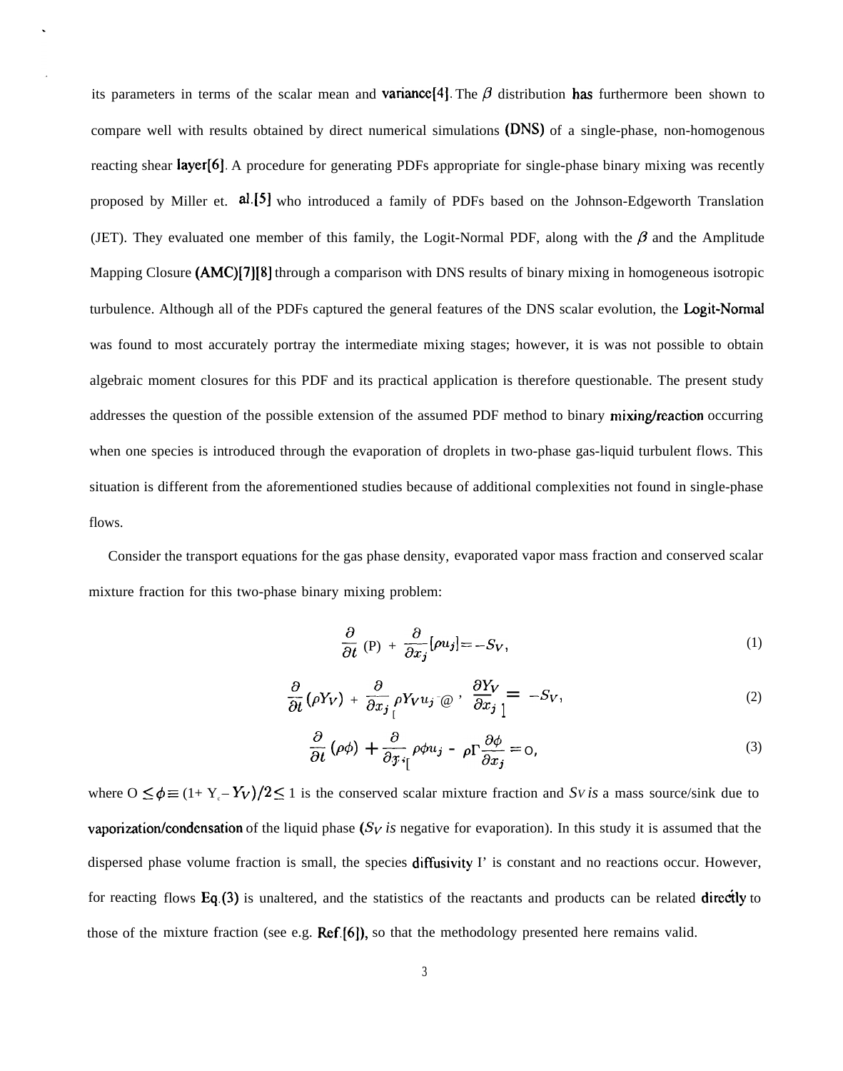its parameters in terms of the scalar mean and variance[4]. The $\beta$ distribution has furthermore been shown to compare well with results obtained by direct numerical simulations (DNS) of a single-phase, non-homogenous reacting shear layer[6]. A procedure for generating PDFs appropriate for single-phase binary mixing was recently proposed by Miller et. al.[5] who introduced a family of PDFs based on the Johnson-Edgeworth Translation (JET). They evaluated one member of this family, the Logit-Normal PDF, along with the $\beta$ and the Amplitude Mapping Closure (AMC)[7][8] through a comparison with DNS results of binary mixing in homogeneous isotropic turbulence. Although all of the PDFs captured the general features of the DNS scalar evolution, the Logit-Normal was found to most accurately portray the intermediate mixing stages; however, it is was not possible to obtain algebraic moment closures for this PDF and its practical application is therefore questionable. The present study addresses the question of the possible extension of the assumed PDF method to binary mixing/reaction occurring when one species is introduced through the evaporation of droplets in two-phase gas-liquid turbulent flows. This situation is different from the aforementioned studies because of additional complexities not found in single-phase flows.

Consider the transport equations for the gas phase density, evaporated vapor mass fraction and conserved scalar mixture fraction for this two-phase binary mixing problem:

$$\frac{\partial}{\partial t}(\rho) + \frac{\partial}{\partial x_j}[\rho u_j] = -S_V, \tag{1}$$

$$\frac{\partial}{\partial t}(\rho Y_V) + \frac{\partial}{\partial x_j}\left[\rho Y_V u_j - \rho\Gamma \frac{\partial Y_V}{\partial x_j}\right] = -S_V, \tag{2}$$

$$\frac{\partial}{\partial t}(\rho \phi) + \frac{\partial}{\partial x_j}\left[\rho \phi u_j - \rho\Gamma \frac{\partial \phi}{\partial x_j}\right] = 0, \tag{3}$$

where $0 \leq \phi \equiv (1 + Y_c - Y_V)/2 \leq 1$ is the conserved scalar mixture fraction and $S_V$ is a mass source/sink due to vaporization/condensation of the liquid phase ($S_V$ is negative for evaporation). In this study it is assumed that the dispersed phase volume fraction is small, the species diffusivity $\Gamma$ is constant and no reactions occur. However, for reacting flows Eq.(3) is unaltered, and the statistics of the reactants and products can be related directly to those of the mixture fraction (see e.g. Ref.[6]), so that the methodology presented here remains valid.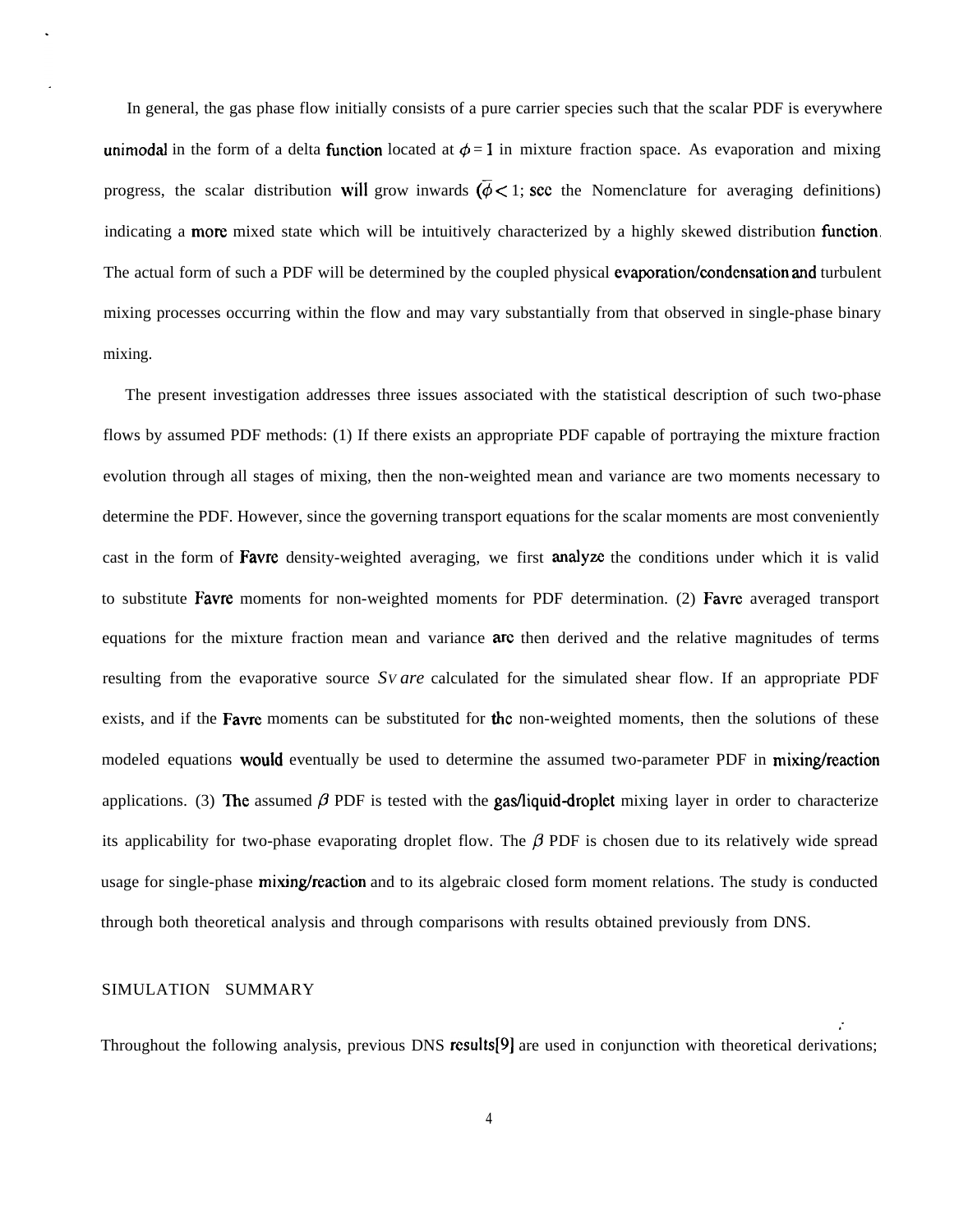In general, the gas phase flow initially consists of a pure carrier species such that the scalar PDF is everywhere unimodal in the form of a delta function located at $\phi = 1$ in mixture fraction space. As evaporation and mixing progress, the scalar distribution will grow inwards ($\bar{\phi} < 1$; see the Nomenclature for averaging definitions) indicating a more mixed state which will be intuitively characterized by a highly skewed distribution function. The actual form of such a PDF will be determined by the coupled physical evaporation/condensation and turbulent mixing processes occurring within the flow and may vary substantially from that observed in single-phase binary mixing.

The present investigation addresses three issues associated with the statistical description of such two-phase flows by assumed PDF methods: (1) If there exists an appropriate PDF capable of portraying the mixture fraction evolution through all stages of mixing, then the non-weighted mean and variance are two moments necessary to determine the PDF. However, since the governing transport equations for the scalar moments are most conveniently cast in the form of Favre density-weighted averaging, we first analyze the conditions under which it is valid to substitute Favre moments for non-weighted moments for PDF determination. (2) Favre averaged transport equations for the mixture fraction mean and variance are then derived and the relative magnitudes of terms resulting from the evaporative source $S_V$ are calculated for the simulated shear flow. If an appropriate PDF exists, and if the Favre moments can be substituted for the non-weighted moments, then the solutions of these modeled equations would eventually be used to determine the assumed two-parameter PDF in mixing/reaction applications. (3) The assumed $\beta$ PDF is tested with the gas/liquid-droplet mixing layer in order to characterize its applicability for two-phase evaporating droplet flow. The $\beta$ PDF is chosen due to its relatively wide spread usage for single-phase mixing/reaction and to its algebraic closed form moment relations. The study is conducted through both theoretical analysis and through comparisons with results obtained previously from DNS.

## SIMULATION SUMMARY

Throughout the following analysis, previous DNS results[9] are used in conjunction with theoretical derivations;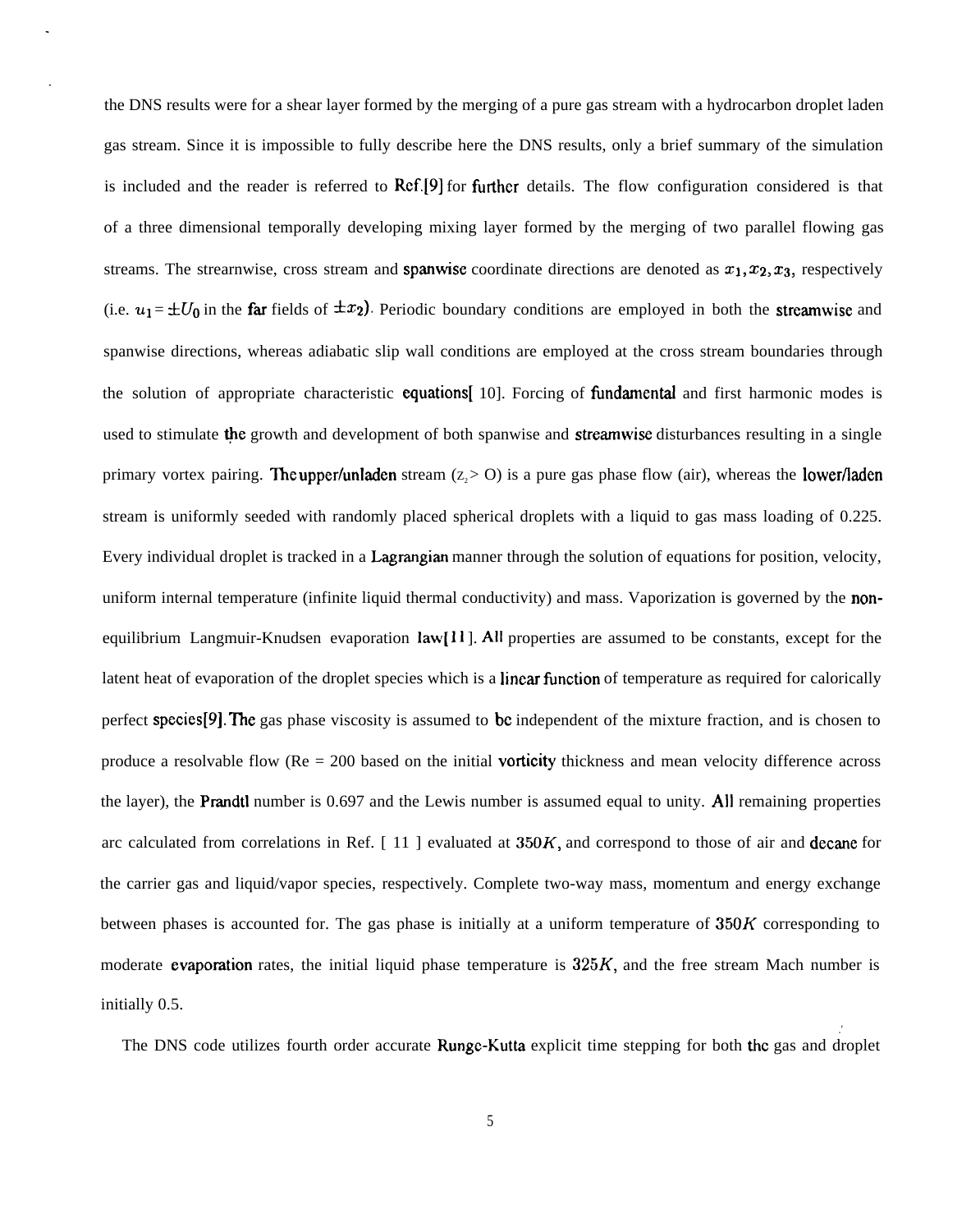the DNS results were for a shear layer formed by the merging of a pure gas stream with a hydrocarbon droplet laden gas stream. Since it is impossible to fully describe here the DNS results, only a brief summary of the simulation is included and the reader is referred to Ref.[9] for further details. The flow configuration considered is that of a three dimensional temporally developing mixing layer formed by the merging of two parallel flowing gas streams. The streamwise, cross stream and spanwise coordinate directions are denoted as $x_1, x_2, x_3$, respectively (i.e. $u_1 = \pm U_0$ in the far fields of $\pm x_2$). Periodic boundary conditions are employed in both the streamwise and spanwise directions, whereas adiabatic slip wall conditions are employed at the cross stream boundaries through the solution of appropriate characteristic equations[10]. Forcing of fundamental and first harmonic modes is used to stimulate the growth and development of both spanwise and streamwise disturbances resulting in a single primary vortex pairing. The upper/unladen stream ($x_2 > 0$) is a pure gas phase flow (air), whereas the lower/laden stream is uniformly seeded with randomly placed spherical droplets with a liquid to gas mass loading of 0.225. Every individual droplet is tracked in a Lagrangian manner through the solution of equations for position, velocity, uniform internal temperature (infinite liquid thermal conductivity) and mass. Vaporization is governed by the non-equilibrium Langmuir-Knudsen evaporation law[11]. All properties are assumed to be constants, except for the latent heat of evaporation of the droplet species which is a linear function of temperature as required for calorically perfect species[9]. The gas phase viscosity is assumed to be independent of the mixture fraction, and is chosen to produce a resolvable flow (Re = 200 based on the initial vorticity thickness and mean velocity difference across the layer), the Prandtl number is 0.697 and the Lewis number is assumed equal to unity. All remaining properties are calculated from correlations in Ref. [11] evaluated at $350K$, and correspond to those of air and decane for the carrier gas and liquid/vapor species, respectively. Complete two-way mass, momentum and energy exchange between phases is accounted for. The gas phase is initially at a uniform temperature of $350K$ corresponding to moderate evaporation rates, the initial liquid phase temperature is $325K$, and the free stream Mach number is initially 0.5.

The DNS code utilizes fourth order accurate Runge-Kutta explicit time stepping for both the gas and droplet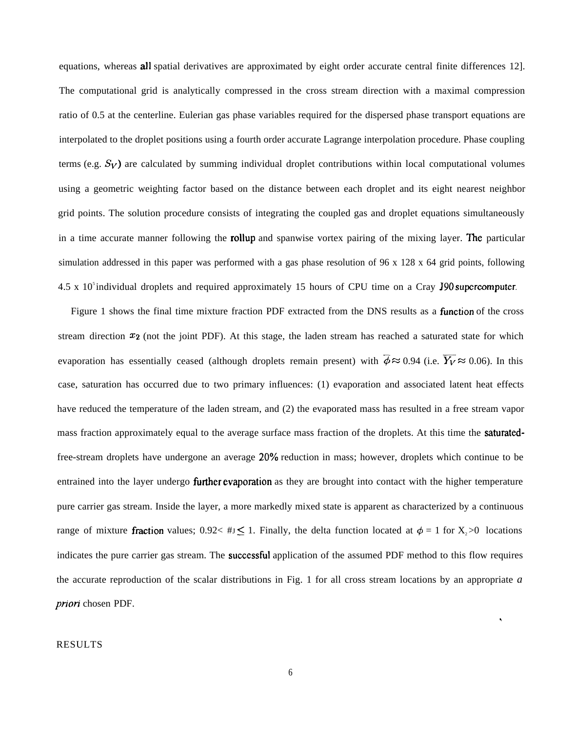equations, whereas all spatial derivatives are approximated by eight order accurate central finite differences 12]. The computational grid is analytically compressed in the cross stream direction with a maximal compression ratio of 0.5 at the centerline. Eulerian gas phase variables required for the dispersed phase transport equations are interpolated to the droplet positions using a fourth order accurate Lagrange interpolation procedure. Phase coupling terms (e.g. $S_V$) are calculated by summing individual droplet contributions within local computational volumes using a geometric weighting factor based on the distance between each droplet and its eight nearest neighbor grid points. The solution procedure consists of integrating the coupled gas and droplet equations simultaneously in a time accurate manner following the rollup and spanwise vortex pairing of the mixing layer. The particular simulation addressed in this paper was performed with a gas phase resolution of 96 x 128 x 64 grid points, following 4.5 x $10^5$ individual droplets and required approximately 15 hours of CPU time on a Cray J90 supercomputer.

Figure 1 shows the final time mixture fraction PDF extracted from the DNS results as a function of the cross stream direction $x_2$ (not the joint PDF). At this stage, the laden stream has reached a saturated state for which evaporation has essentially ceased (although droplets remain present) with $\overline{\phi} \approx 0.94$ (i.e. $\overline{Y_V} \approx 0.06$). In this case, saturation has occurred due to two primary influences: (1) evaporation and associated latent heat effects have reduced the temperature of the laden stream, and (2) the evaporated mass has resulted in a free stream vapor mass fraction approximately equal to the average surface mass fraction of the droplets. At this time the saturated-free-stream droplets have undergone an average 20% reduction in mass; however, droplets which continue to be entrained into the layer undergo further evaporation as they are brought into contact with the higher temperature pure carrier gas stream. Inside the layer, a more markedly mixed state is apparent as characterized by a continuous range of mixture fraction values; $0.92 < \phi \leq 1$. Finally, the delta function located at $\phi = 1$ for $X_2 > 0$ locations indicates the pure carrier gas stream. The successful application of the assumed PDF method to this flow requires the accurate reproduction of the scalar distributions in Fig. 1 for all cross stream locations by an appropriate *a priori* chosen PDF.

## RESULTS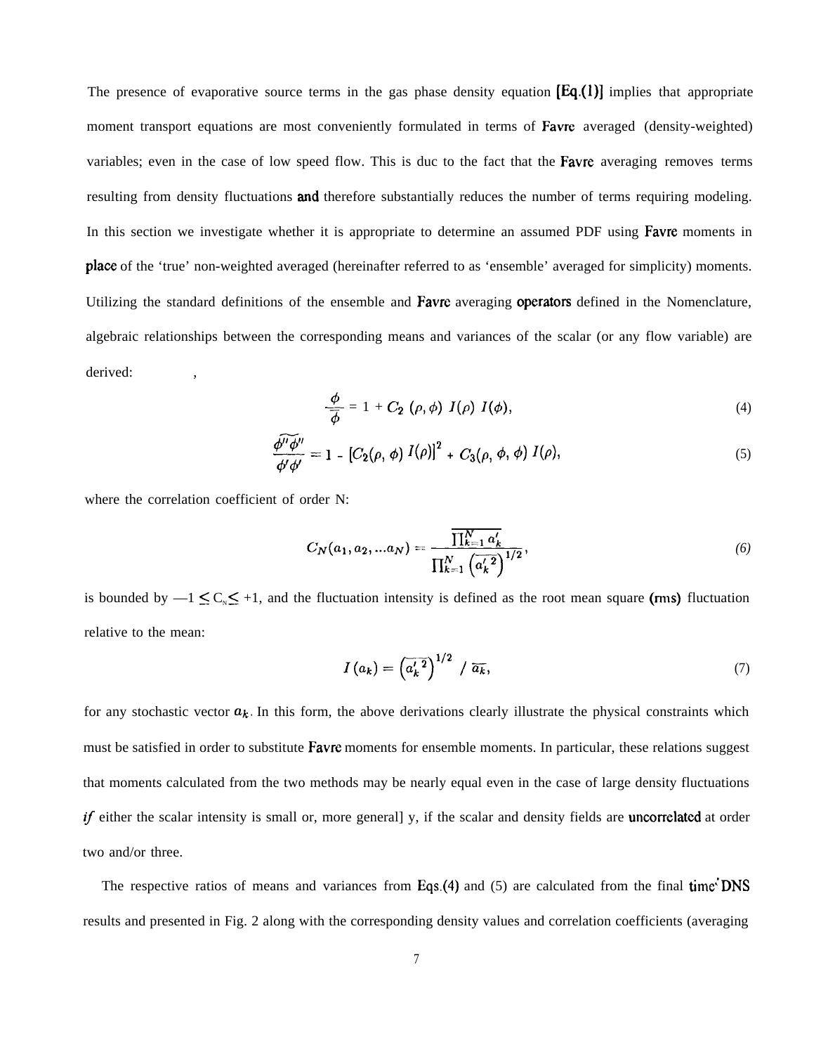The presence of evaporative source terms in the gas phase density equation [Eq.(1)] implies that appropriate moment transport equations are most conveniently formulated in terms of Favre averaged (density-weighted) variables; even in the case of low speed flow. This is duc to the fact that the Favre averaging removes terms resulting from density fluctuations and therefore substantially reduces the number of terms requiring modeling. In this section we investigate whether it is appropriate to determine an assumed PDF using Favre moments in place of the 'true' non-weighted averaged (hereinafter referred to as 'ensemble' averaged for simplicity) moments. Utilizing the standard definitions of the ensemble and Favre averaging operators defined in the Nomenclature, algebraic relationships between the corresponding means and variances of the scalar (or any flow variable) are derived:

$$\frac{\tilde{\phi}}{\overline{\phi}} = 1 + C_2\,(\rho,\phi)\; I(\rho)\; I(\phi), \tag{4}$$

$$\frac{\widetilde{\phi''\phi''}}{\overline{\phi'\phi'}} = 1 - \left[C_2(\rho,\phi)\; I(\rho)\right]^2 + C_3(\rho,\phi,\phi)\; I(\rho), \tag{5}$$

where the correlation coefficient of order N:

$$C_N(a_1, a_2, \ldots a_N) = \frac{\overline{\prod_{k=1}^{N} a_k'}}{\prod_{k=1}^{N} \left(\overline{a_k'^{\,2}}\right)^{1/2}}, \tag{6}$$

is bounded by $-1 \leq C_N \leq +1$, and the fluctuation intensity is defined as the root mean square (rms) fluctuation relative to the mean:

$$I\,(a_k) = \left(\overline{a_k'^{\,2}}\right)^{1/2} \; / \; \overline{a_k}, \tag{7}$$

for any stochastic vector $a_k$. In this form, the above derivations clearly illustrate the physical constraints which must be satisfied in order to substitute Favre moments for ensemble moments. In particular, these relations suggest that moments calculated from the two methods may be nearly equal even in the case of large density fluctuations *if* either the scalar intensity is small or, more generally, if the scalar and density fields are uncorrelated at order two and/or three.

The respective ratios of means and variances from Eqs.(4) and (5) are calculated from the final time DNS results and presented in Fig. 2 along with the corresponding density values and correlation coefficients (averaging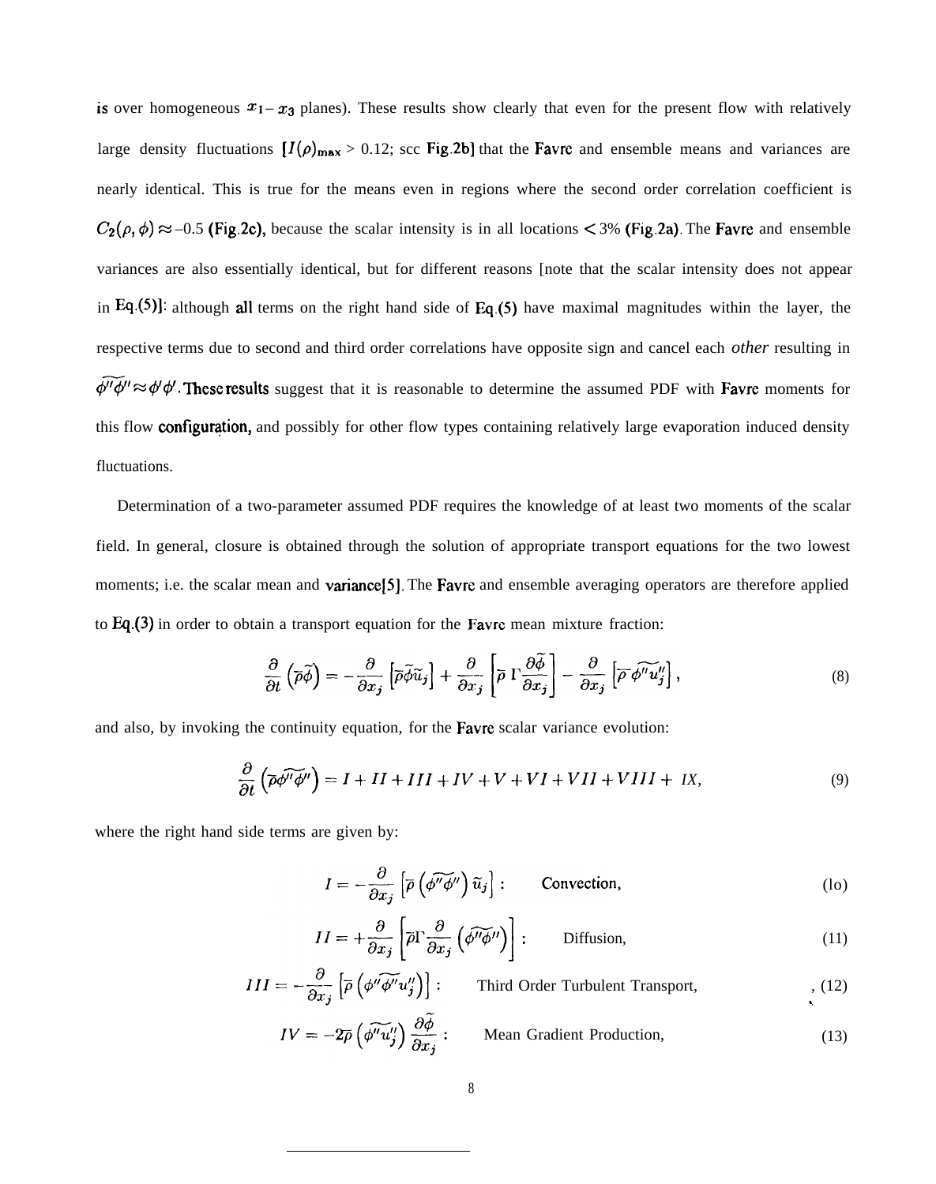is over homogeneous $x_1 - x_3$ planes). These results show clearly that even for the present flow with relatively large density fluctuations $[I(\rho)_{\max} > 0.12$; scc Fig.2b] that the Favre and ensemble means and variances are nearly identical. This is true for the means even in regions where the second order correlation coefficient is $C_2(\rho, \phi) \approx -0.5$ (Fig.2c), because the scalar intensity is in all locations $< 3\%$ (Fig.2a). The Favre and ensemble variances are also essentially identical, but for different reasons [note that the scalar intensity does not appear in Eq.(5)]: although all terms on the right hand side of Eq.(5) have maximal magnitudes within the layer, the respective terms due to second and third order correlations have opposite sign and cancel each *other* resulting in $\widetilde{\phi''\phi''} \approx \overline{\phi'\phi'}$. These results suggest that it is reasonable to determine the assumed PDF with Favre moments for this flow configuration, and possibly for other flow types containing relatively large evaporation induced density fluctuations.

Determination of a two-parameter assumed PDF requires the knowledge of at least two moments of the scalar field. In general, closure is obtained through the solution of appropriate transport equations for the two lowest moments; i.e. the scalar mean and variance[5]. The Favre and ensemble averaging operators are therefore applied to Eq.(3) in order to obtain a transport equation for the Favre mean mixture fraction:

$$\frac{\partial}{\partial t}\left(\bar{\rho}\tilde{\phi}\right) = -\frac{\partial}{\partial x_j}\left[\bar{\rho}\tilde{\phi}\tilde{u}_j\right] + \frac{\partial}{\partial x_j}\left[\bar{\rho}\,\Gamma\frac{\partial\tilde{\phi}}{\partial x_j}\right] - \frac{\partial}{\partial x_j}\left[\bar{\rho}\,\widetilde{\phi'' u_j''}\right], \tag{8}$$

and also, by invoking the continuity equation, for the Favre scalar variance evolution:

$$\frac{\partial}{\partial t}\left(\bar{\rho}\widetilde{\phi''\phi''}\right) = I + II + III + IV + V + VI + VII + VIII + IX, \tag{9}$$

where the right hand side terms are given by:

$$I = -\frac{\partial}{\partial x_j}\left[\bar{\rho}\left(\widetilde{\phi''\phi''}\right)\tilde{u}_j\right]: \qquad \text{Convection,} \tag{10}$$

$$II = +\frac{\partial}{\partial x_j}\left[\bar{\rho}\Gamma\frac{\partial}{\partial x_j}\left(\widetilde{\phi''\phi''}\right)\right]: \qquad \text{Diffusion,} \tag{11}$$

$$III = -\frac{\partial}{\partial x_j}\left[\bar{\rho}\left(\widetilde{\phi''\phi'' u_j''}\right)\right]: \qquad \text{Third Order Turbulent Transport,} \tag{12}$$

$$IV = -2\bar{\rho}\left(\widetilde{\phi'' u_j''}\right)\frac{\partial\tilde{\phi}}{\partial x_j}: \qquad \text{Mean Gradient Production,} \tag{13}$$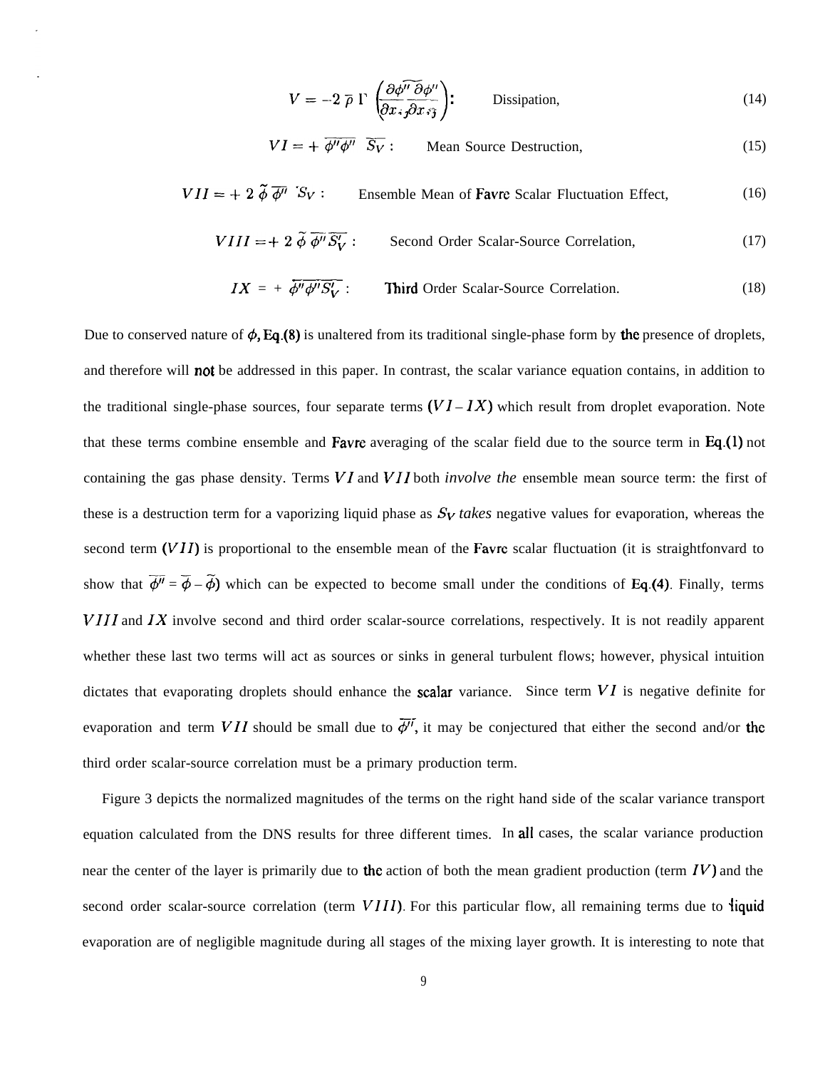$$V = -2\,\overline{\rho}\,\Gamma\,\widetilde{\left(\frac{\partial \phi''}{\partial x_j}\frac{\partial \phi''}{\partial x_j}\right)}: \qquad \text{Dissipation,} \tag{14}$$

$$VI = +\,\overline{\phi''\phi''}\;\overline{S_V}: \qquad \text{Mean Source Destruction,} \tag{15}$$

$$VII = +\,2\,\widetilde{\phi}\,\overline{\phi''}\;\overline{S_V}: \qquad \text{Ensemble Mean of Favre Scalar Fluctuation Effect,} \tag{16}$$

$$VIII = +\,2\,\widetilde{\phi}\,\overline{\phi'' S_V'}: \qquad \text{Second Order Scalar-Source Correlation,} \tag{17}$$

$$IX = +\,\overline{\phi''\phi'' S_V'}: \qquad \text{Third Order Scalar-Source Correlation.} \tag{18}$$

Due to conserved nature of $\phi$, Eq.(8) is unaltered from its traditional single-phase form by the presence of droplets, and therefore will not be addressed in this paper. In contrast, the scalar variance equation contains, in addition to the traditional single-phase sources, four separate terms $(VI - IX)$ which result from droplet evaporation. Note that these terms combine ensemble and Favre averaging of the scalar field due to the source term in Eq.(1) not containing the gas phase density. Terms $VI$ and $VII$ both *involve the* ensemble mean source term: the first of these is a destruction term for a vaporizing liquid phase as $S_V$ *takes* negative values for evaporation, whereas the second term $(VII)$ is proportional to the ensemble mean of the Favre scalar fluctuation (it is straightfonvard to show that $\overline{\phi''} = \overline{\phi} - \widetilde{\phi}$) which can be expected to become small under the conditions of Eq.(4). Finally, terms $VIII$ and $IX$ involve second and third order scalar-source correlations, respectively. It is not readily apparent whether these last two terms will act as sources or sinks in general turbulent flows; however, physical intuition dictates that evaporating droplets should enhance the scalar variance. Since term $VI$ is negative definite for evaporation and term $VII$ should be small due to $\overline{\phi''}$, it may be conjectured that either the second and/or the third order scalar-source correlation must be a primary production term.

Figure 3 depicts the normalized magnitudes of the terms on the right hand side of the scalar variance transport equation calculated from the DNS results for three different times. In all cases, the scalar variance production near the center of the layer is primarily due to the action of both the mean gradient production (term $IV$) and the second order scalar-source correlation (term $VIII$). For this particular flow, all remaining terms due to liquid evaporation are of negligible magnitude during all stages of the mixing layer growth. It is interesting to note that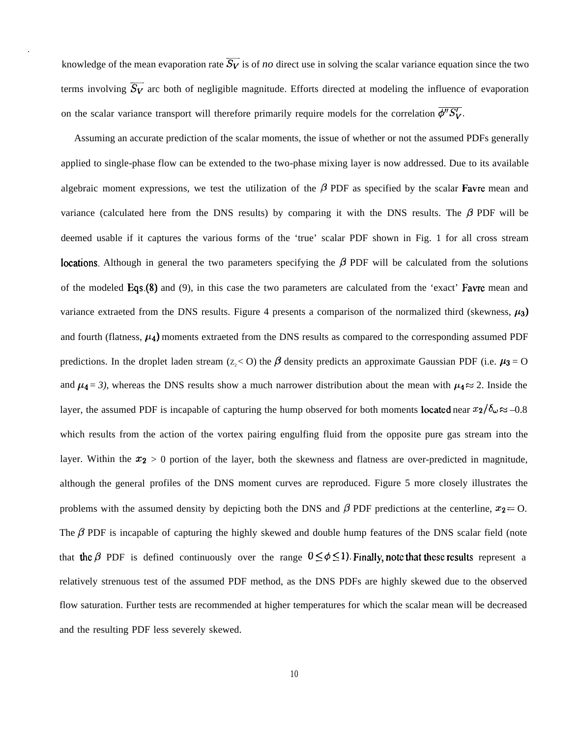knowledge of the mean evaporation rate $\overline{S_V}$ is of *no* direct use in solving the scalar variance equation since the two terms involving $\overline{S_V}$ arc both of negligible magnitude. Efforts directed at modeling the influence of evaporation on the scalar variance transport will therefore primarily require models for the correlation $\overline{\phi'' S_V'}$.

Assuming an accurate prediction of the scalar moments, the issue of whether or not the assumed PDFs generally applied to single-phase flow can be extended to the two-phase mixing layer is now addressed. Due to its available algebraic moment expressions, we test the utilization of the $\beta$ PDF as specified by the scalar Favre mean and variance (calculated here from the DNS results) by comparing it with the DNS results. The $\beta$ PDF will be deemed usable if it captures the various forms of the 'true' scalar PDF shown in Fig. 1 for all cross stream locations. Although in general the two parameters specifying the $\beta$ PDF will be calculated from the solutions of the modeled Eqs.(8) and (9), in this case the two parameters are calculated from the 'exact' Favre mean and variance extraeted from the DNS results. Figure 4 presents a comparison of the normalized third (skewness, $\mu_3$) and fourth (flatness, $\mu_4$) moments extraeted from the DNS results as compared to the corresponding assumed PDF predictions. In the droplet laden stream ($z_2 <$ O) the $\beta$ density predicts an approximate Gaussian PDF (i.e. $\mu_3 =$ O and $\mu_4 = 3$), whereas the DNS results show a much narrower distribution about the mean with $\mu_4 \approx 2$. Inside the layer, the assumed PDF is incapable of capturing the hump observed for both moments located near $x_2/\delta_\omega \approx -0.8$ which results from the action of the vortex pairing engulfing fluid from the opposite pure gas stream into the layer. Within the $x_2 > 0$ portion of the layer, both the skewness and flatness are over-predicted in magnitude, although the general profiles of the DNS moment curves are reproduced. Figure 5 more closely illustrates the problems with the assumed density by depicting both the DNS and $\beta$ PDF predictions at the centerline, $x_2 =$ O. The $\beta$ PDF is incapable of capturing the highly skewed and double hump features of the DNS scalar field (note that the $\beta$ PDF is defined continuously over the range $0 \leq \phi \leq 1$). Finally, note that these results represent a relatively strenuous test of the assumed PDF method, as the DNS PDFs are highly skewed due to the observed flow saturation. Further tests are recommended at higher temperatures for which the scalar mean will be decreased and the resulting PDF less severely skewed.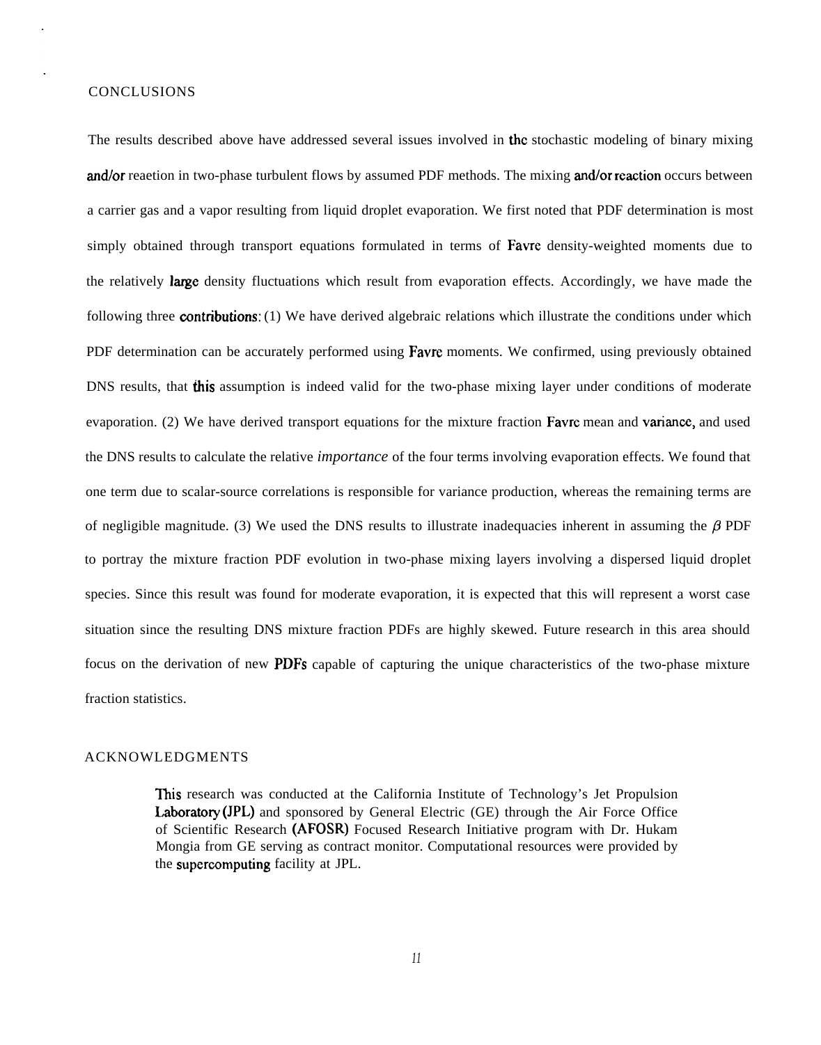## CONCLUSIONS

The results described above have addressed several issues involved in the stochastic modeling of binary mixing and/or reaetion in two-phase turbulent flows by assumed PDF methods. The mixing and/or reaction occurs between a carrier gas and a vapor resulting from liquid droplet evaporation. We first noted that PDF determination is most simply obtained through transport equations formulated in terms of Favre density-weighted moments due to the relatively large density fluctuations which result from evaporation effects. Accordingly, we have made the following three contributions: (1) We have derived algebraic relations which illustrate the conditions under which PDF determination can be accurately performed using Favre moments. We confirmed, using previously obtained DNS results, that this assumption is indeed valid for the two-phase mixing layer under conditions of moderate evaporation. (2) We have derived transport equations for the mixture fraction Favre mean and variance, and used the DNS results to calculate the relative *importance* of the four terms involving evaporation effects. We found that one term due to scalar-source correlations is responsible for variance production, whereas the remaining terms are of negligible magnitude. (3) We used the DNS results to illustrate inadequacies inherent in assuming the $\beta$ PDF to portray the mixture fraction PDF evolution in two-phase mixing layers involving a dispersed liquid droplet species. Since this result was found for moderate evaporation, it is expected that this will represent a worst case situation since the resulting DNS mixture fraction PDFs are highly skewed. Future research in this area should focus on the derivation of new PDFs capable of capturing the unique characteristics of the two-phase mixture fraction statistics.

## ACKNOWLEDGMENTS

This research was conducted at the California Institute of Technology's Jet Propulsion Laboratory (JPL) and sponsored by General Electric (GE) through the Air Force Office of Scientific Research (AFOSR) Focused Research Initiative program with Dr. Hukam Mongia from GE serving as contract monitor. Computational resources were provided by the supercomputing facility at JPL.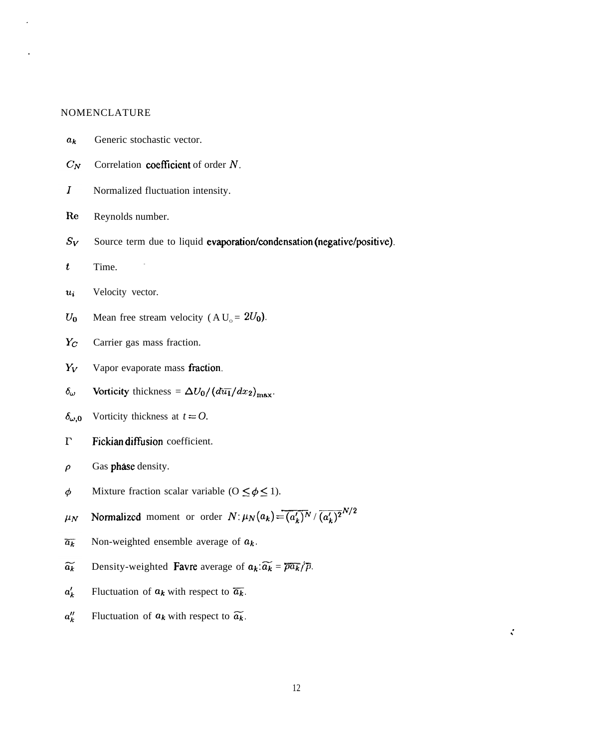## NOMENCLATURE

| | |
|---|---|
| $a_k$ | Generic stochastic vector. |
| $C_N$ | Correlation coefficient of order $N$. |
| $I$ | Normalized fluctuation intensity. |
| Re | Reynolds number. |
| $S_V$ | Source term due to liquid evaporation/condensation (negative/positive). |
| $t$ | Time. |
| $u_i$ | Velocity vector. |
| $U_0$ | Mean free stream velocity ( $\Delta U_0 = 2U_0$). |
| $Y_C$ | Carrier gas mass fraction. |
| $Y_V$ | Vapor evaporate mass fraction. |
| $\delta_\omega$ | Vorticity thickness = $\Delta U_0 / (d\overline{u_1}/dx_2)_{\max}$. |
| $\delta_{\omega,0}$ | Vorticity thickness at $t = 0$. |
| $\Gamma$ | Fickian diffusion coefficient. |
| $\rho$ | Gas phase density. |
| $\phi$ | Mixture fraction scalar variable ($0 \leq \phi \leq 1$). |
| $\mu_N$ | Normalized moment or order $N$: $\mu_N(a_k) = \overline{(a_k')^N} / \overline{(a_k')^2}^{N/2}$ |
| $\overline{a_k}$ | Non-weighted ensemble average of $a_k$. |
| $\widetilde{a_k}$ | Density-weighted Favre average of $a_k$: $\widetilde{a_k} = \overline{\rho a_k} / \overline{\rho}$. |
| $a_k'$ | Fluctuation of $a_k$ with respect to $\overline{a_k}$. |
| $a_k''$ | Fluctuation of $a_k$ with respect to $\widetilde{a_k}$. |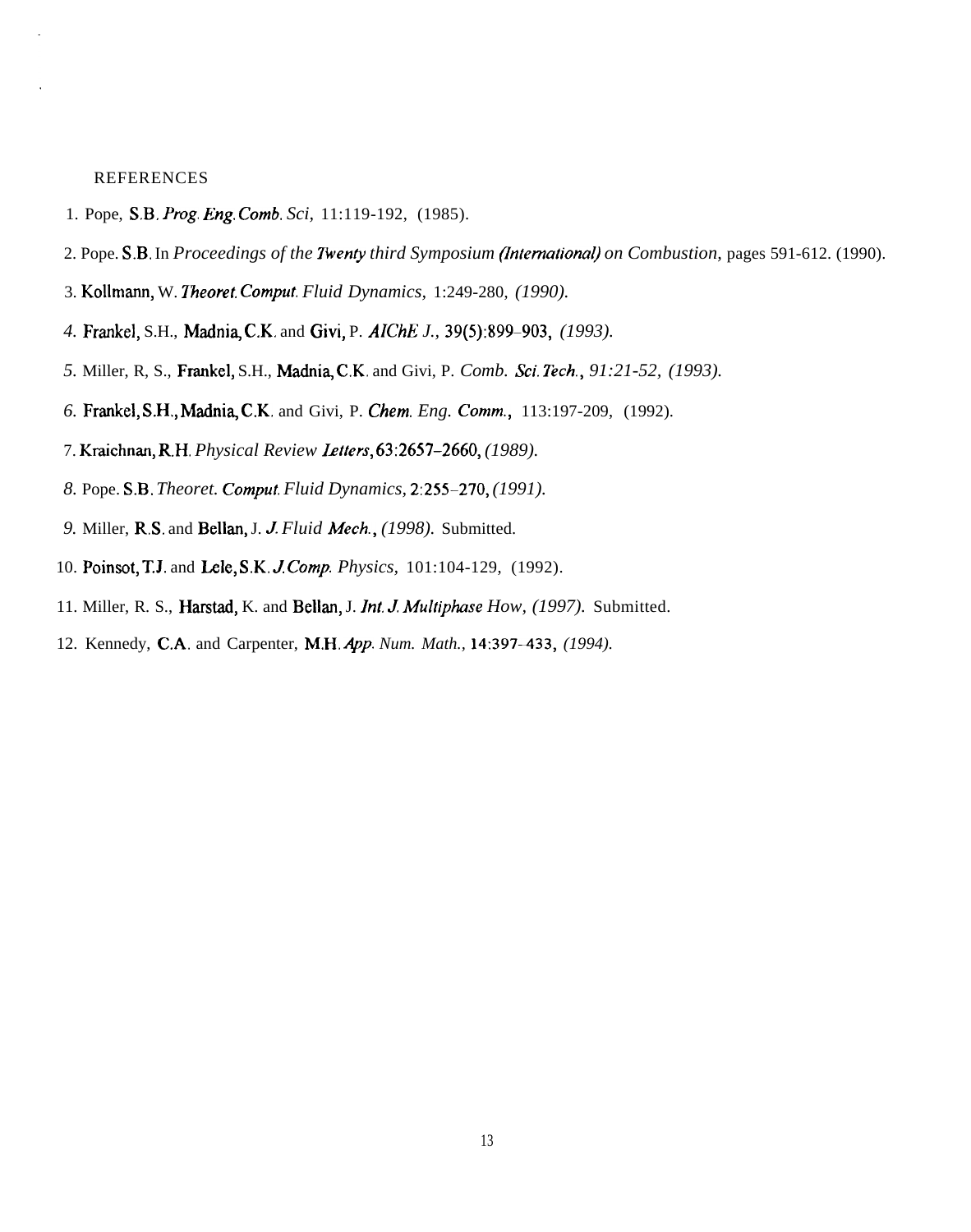REFERENCES

1. Pope, S.B. *Prog. Eng. Comb. Sci*, 11:119-192, (1985).
2. Pope. S.B. In *Proceedings of the Twenty third Symposium (International) on Combustion*, pages 591-612. (1990).
3. Kollmann, W. *Theoret. Comput. Fluid Dynamics*, 1:249-280, *(1990).*
4. Frankel, S.H., Madnia, C.K. and Givi, P. *AIChE J.*, 39(5):899–903, *(1993).*
5. Miller, R, S., Frankel, S.H., Madnia, C.K. and Givi, P. *Comb. Sci. Tech.*, *91:21-52, (1993).*
6. Frankel, S.H., Madnia, C.K. and Givi, P. *Chem. Eng. Comm.*, 113:197-209, (1992).
7. Kraichnan, R.H. *Physical Review Letters*, 63:2657–2660, *(1989).*
8. Pope. S.B. *Theoret. Comput. Fluid Dynamics*, 2:255–270, *(1991).*
9. Miller, R.S. and Bellan, J. *J. Fluid Mech.*, *(1998).* Submitted.
10. Poinsot, T.J. and Lele, S.K. *J. Comp. Physics*, 101:104-129, (1992).
11. Miller, R. S., Harstad, K. and Bellan, J. *Int. J. Multiphase How*, *(1997).* Submitted.
12. Kennedy, C.A. and Carpenter, M.H. *App. Num. Math.*, 14:397-433, *(1994).*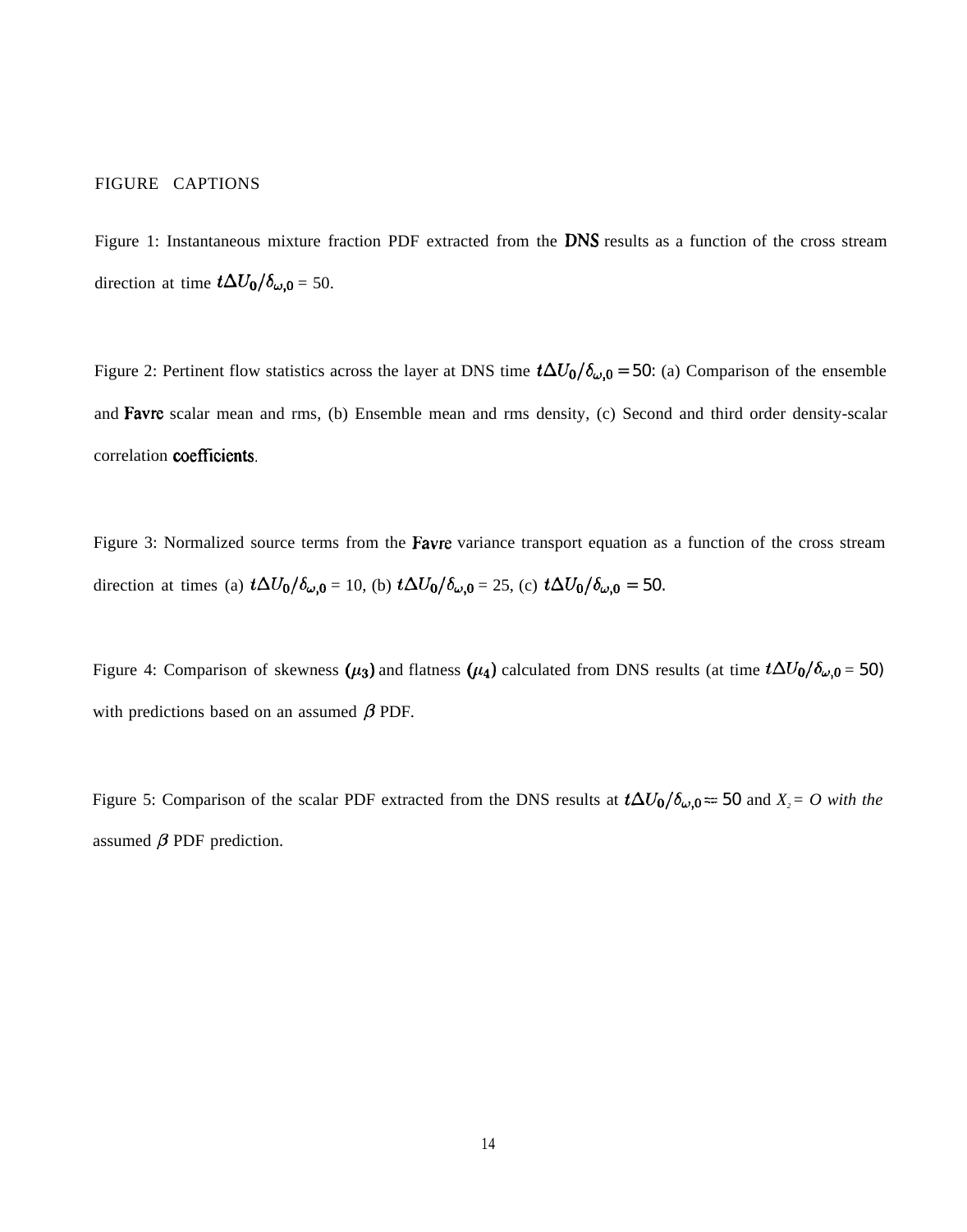FIGURE CAPTIONS

Figure 1: Instantaneous mixture fraction PDF extracted from the DNS results as a function of the cross stream direction at time $t\Delta U_0/\delta_{\omega,0}$ = 50.

Figure 2: Pertinent flow statistics across the layer at DNS time $t\Delta U_0/\delta_{\omega,0} = 50$: (a) Comparison of the ensemble and Favre scalar mean and rms, (b) Ensemble mean and rms density, (c) Second and third order density-scalar correlation coefficients.

Figure 3: Normalized source terms from the Favre variance transport equation as a function of the cross stream direction at times (a) $t\Delta U_0/\delta_{\omega,0}$ = 10, (b) $t\Delta U_0/\delta_{\omega,0}$ = 25, (c) $t\Delta U_0/\delta_{\omega,0} = 50$.

Figure 4: Comparison of skewness $(\mu_3)$ and flatness $(\mu_4)$ calculated from DNS results (at time $t\Delta U_0/\delta_{\omega,0}$ = 50) with predictions based on an assumed $\beta$ PDF.

Figure 5: Comparison of the scalar PDF extracted from the DNS results at $t\Delta U_0/\delta_{\omega,0} = 50$ and $X_2 = O$ *with the* assumed $\beta$ PDF prediction.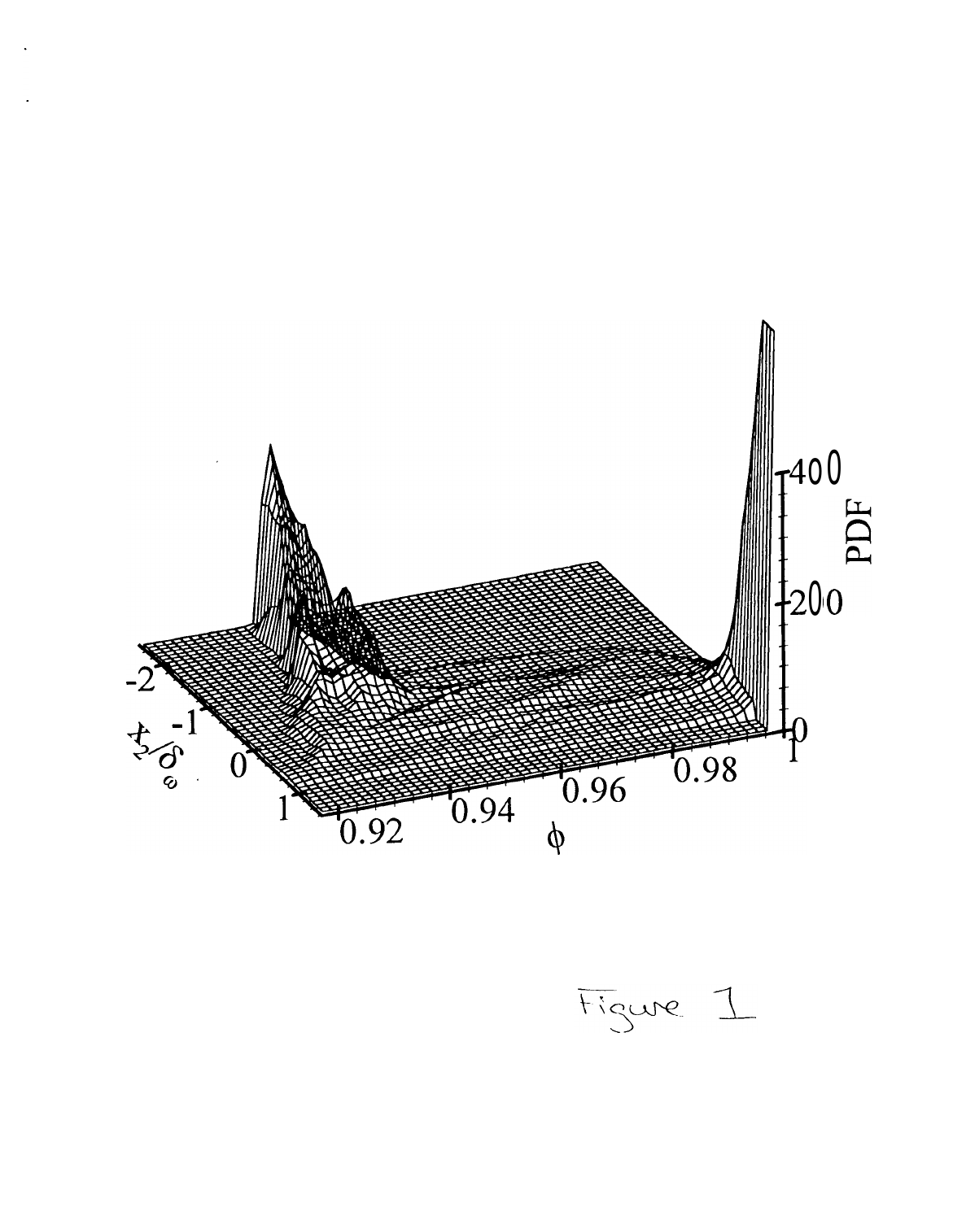Figure 1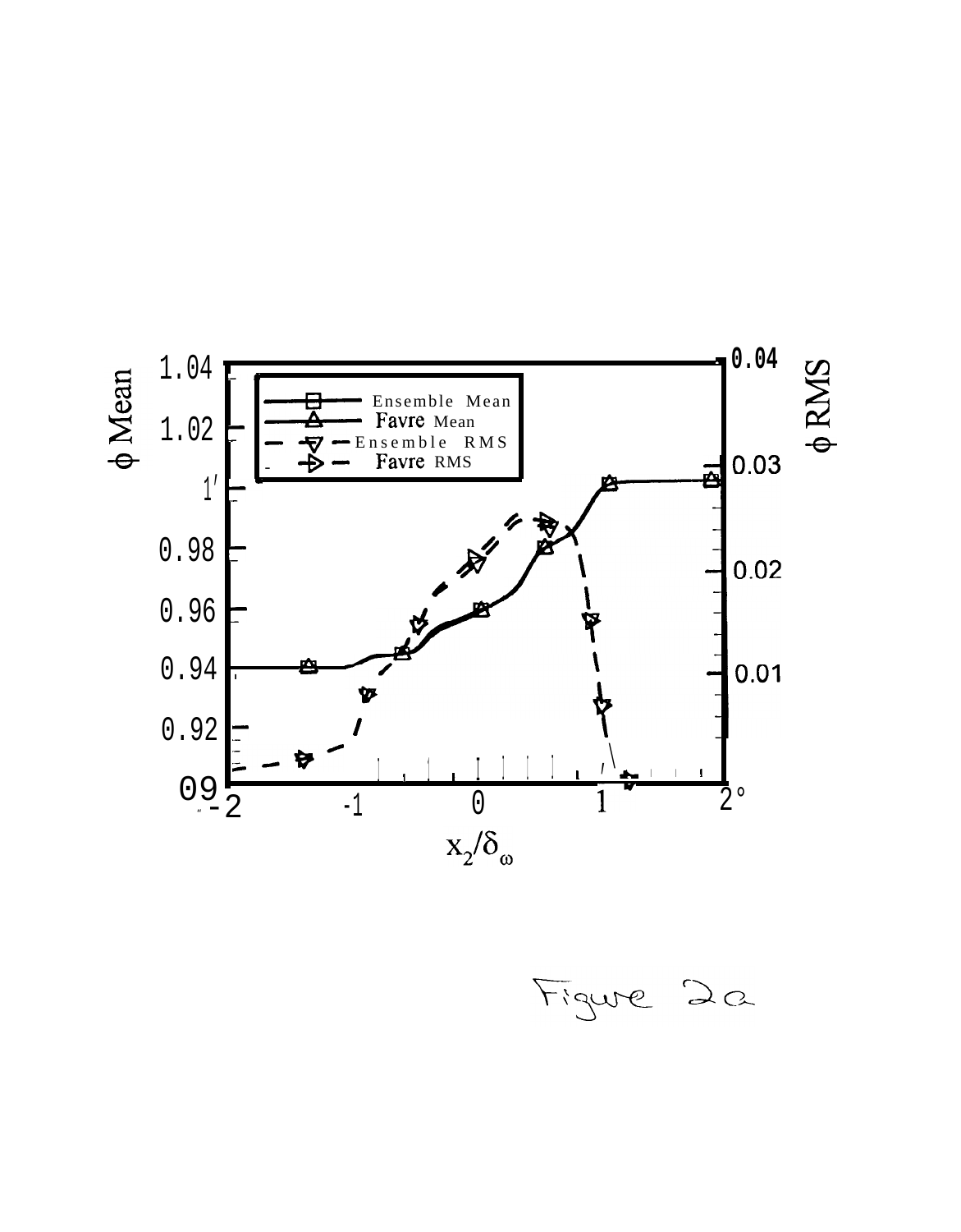Figure 2a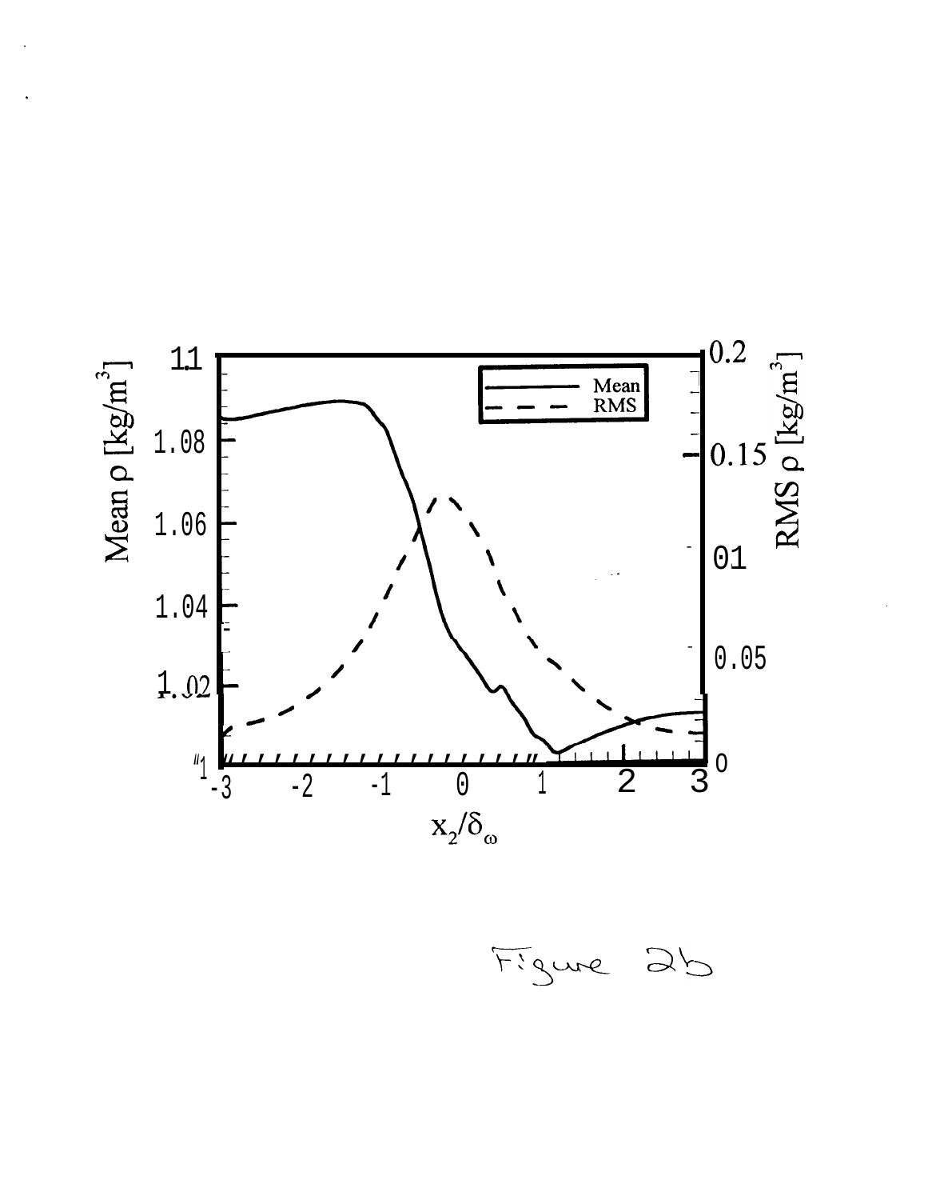Figure 2b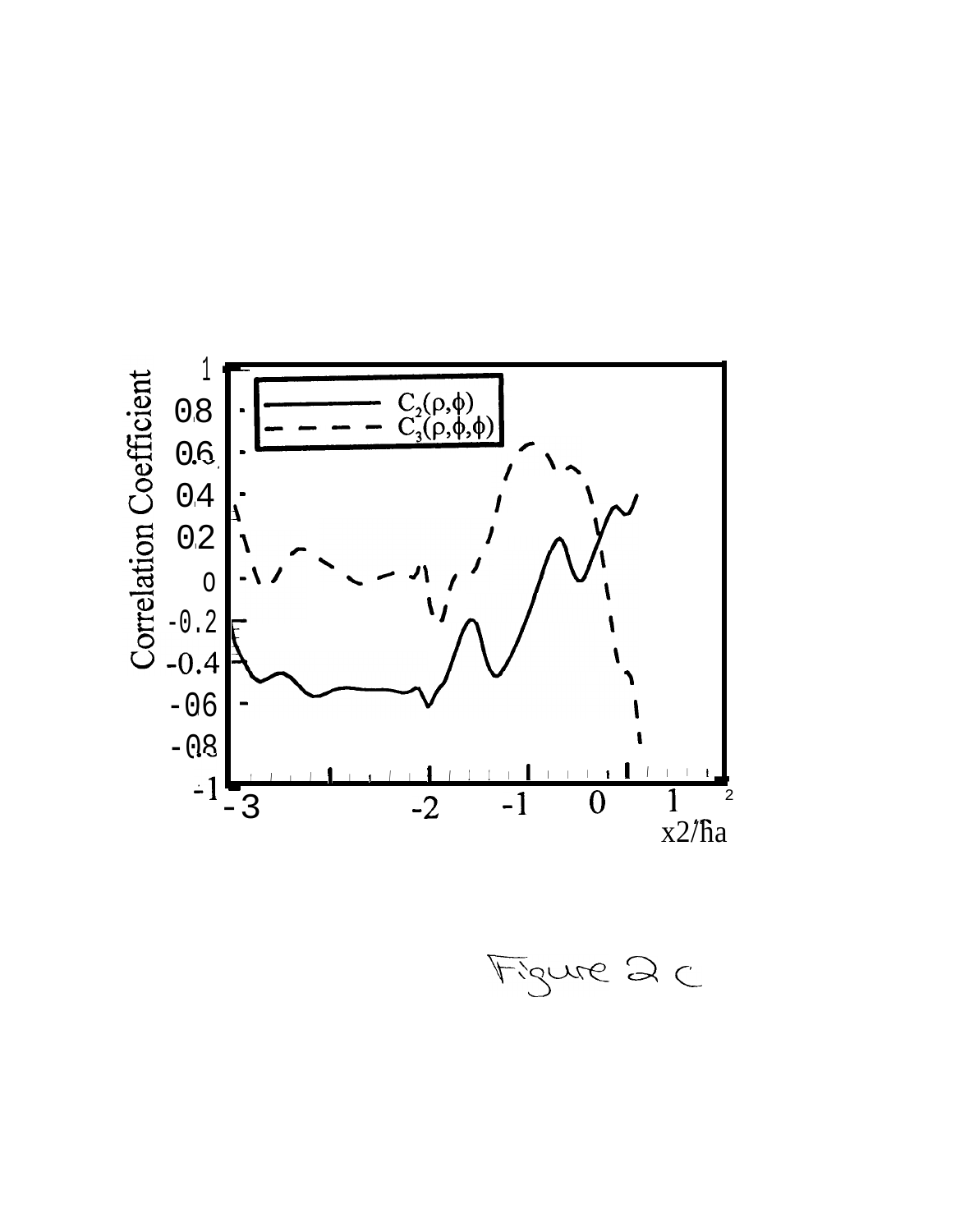Figure 2 c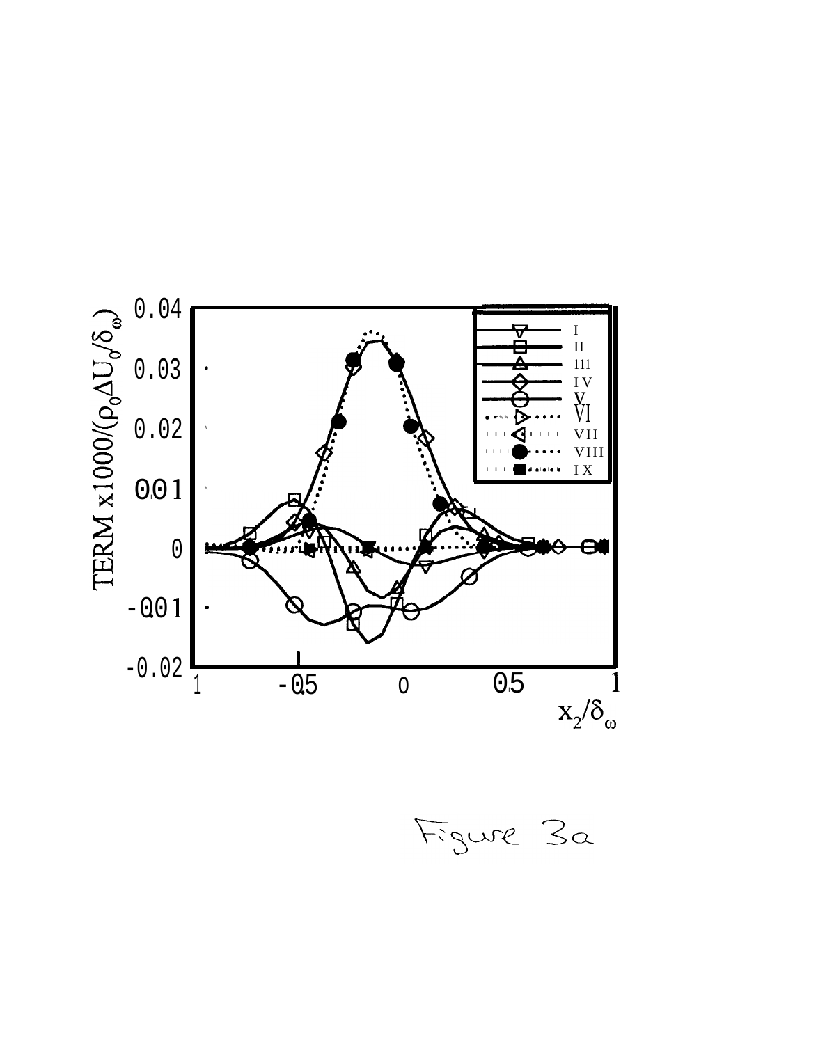Figure 3a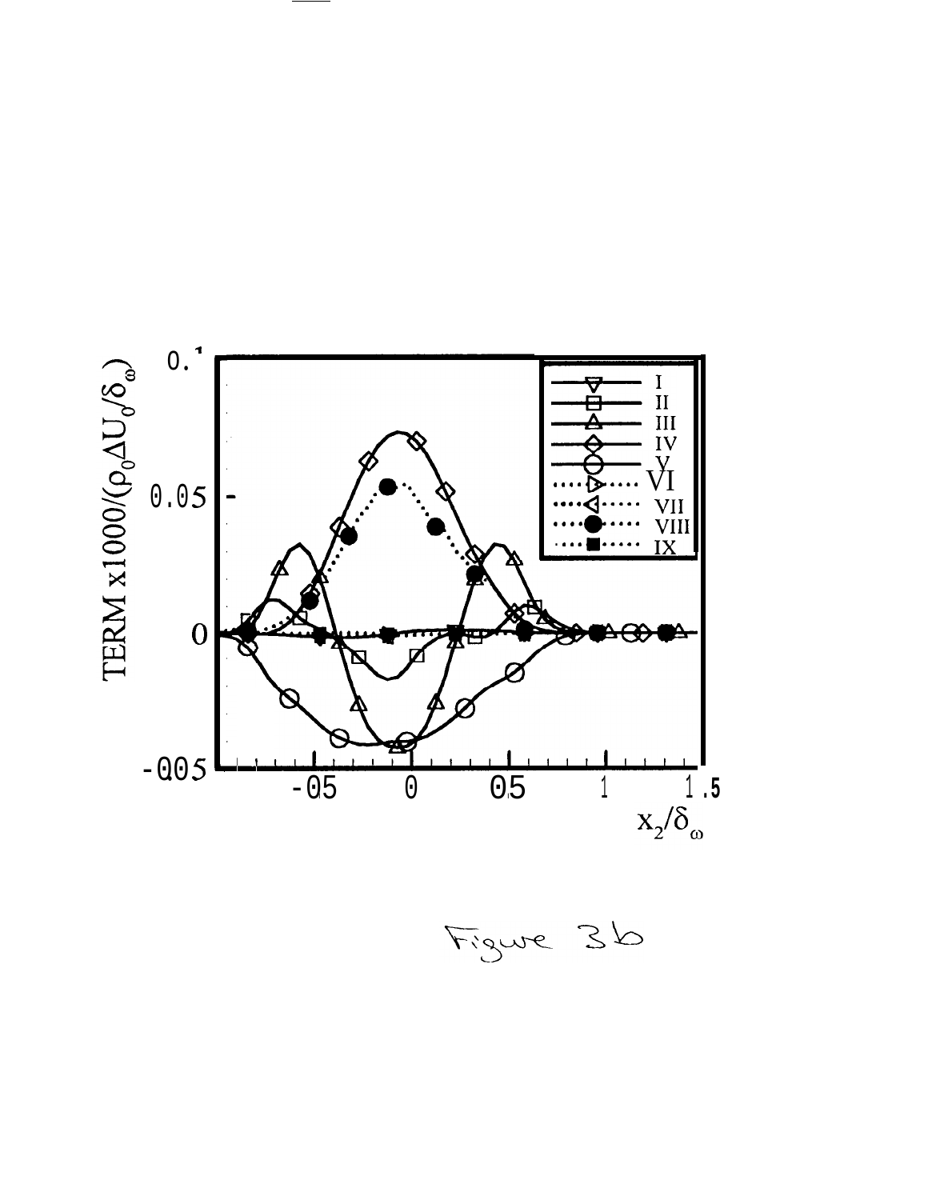Figure 3b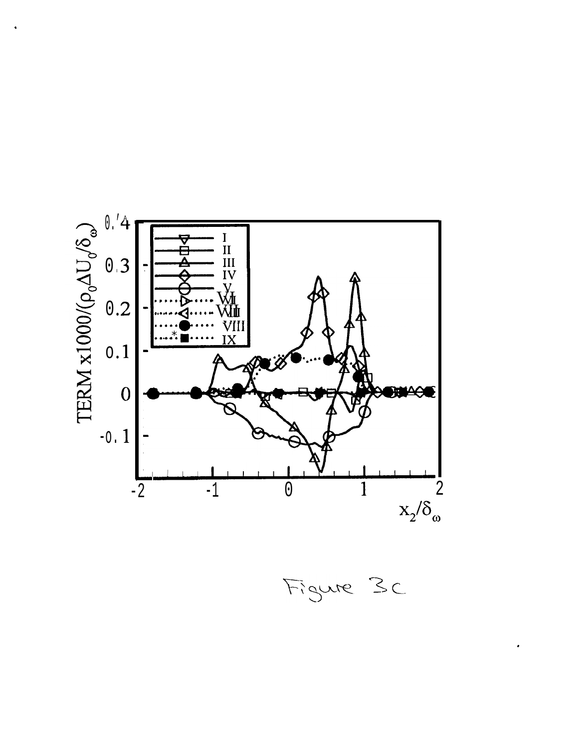Figure 3c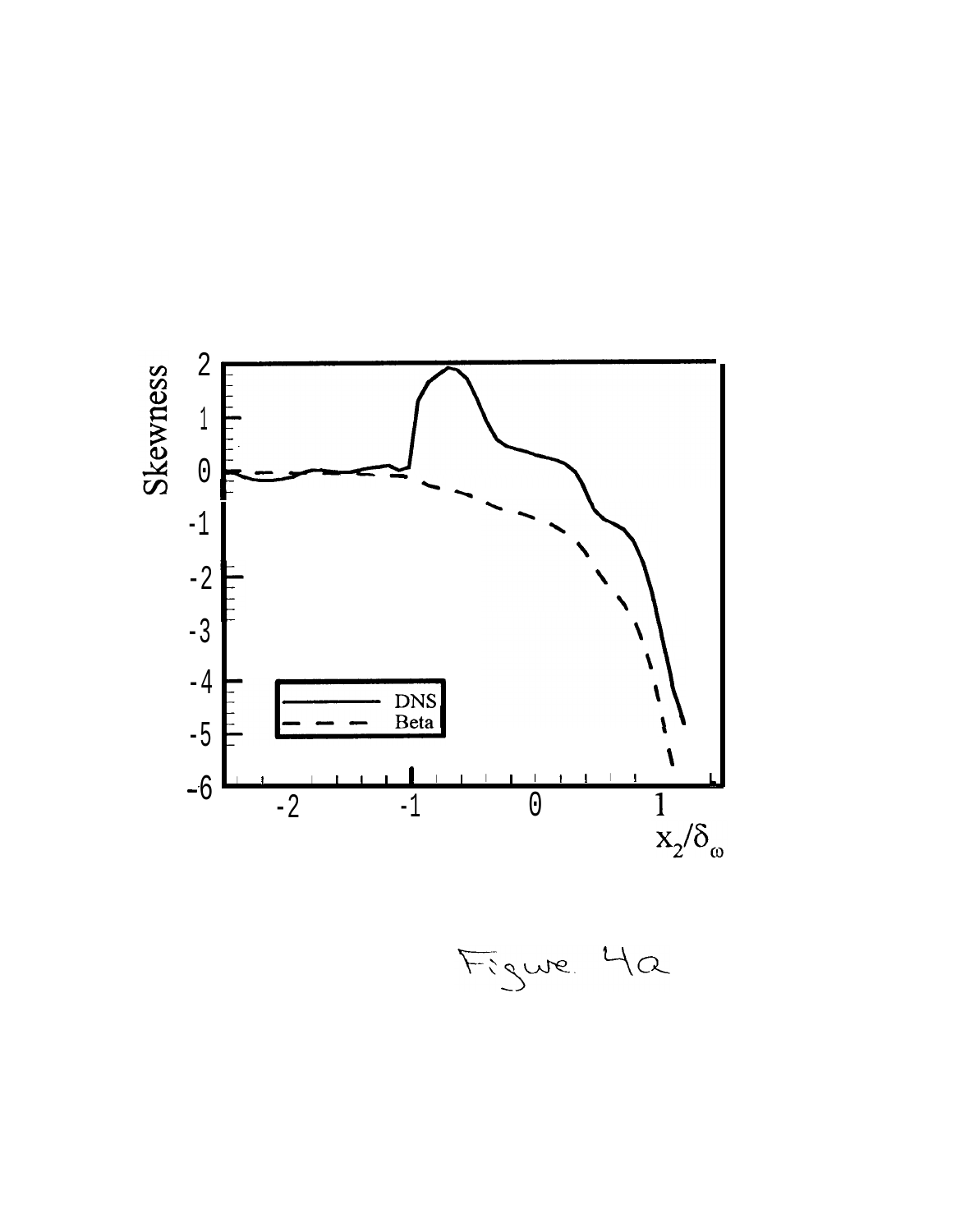Figure 4a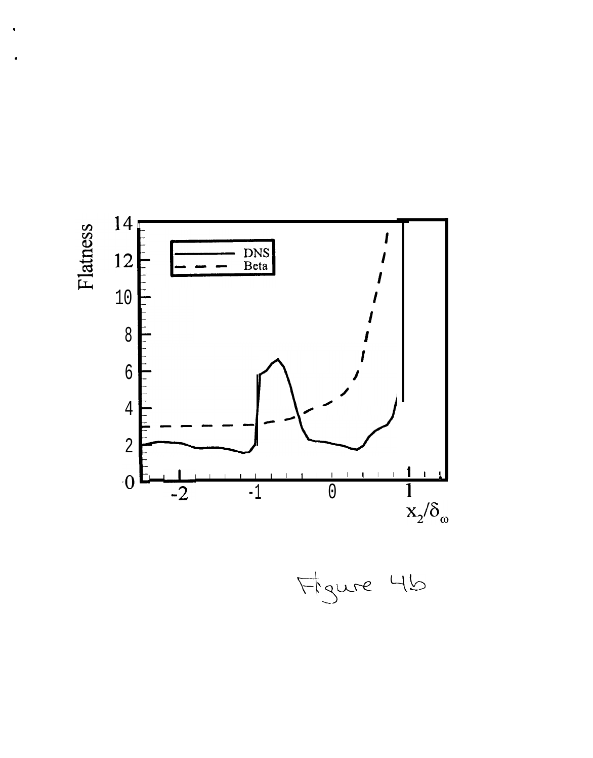Figure 4b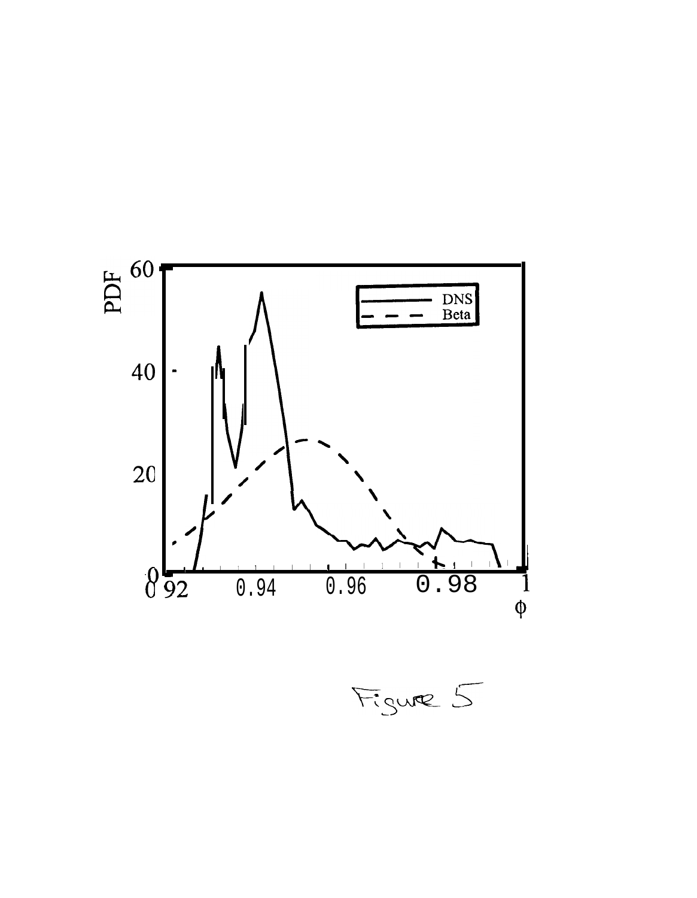PDF

60

40

20

0

0 92

0.94

0.96

0.98

1

$\phi$

DNS

Beta

Figure 5